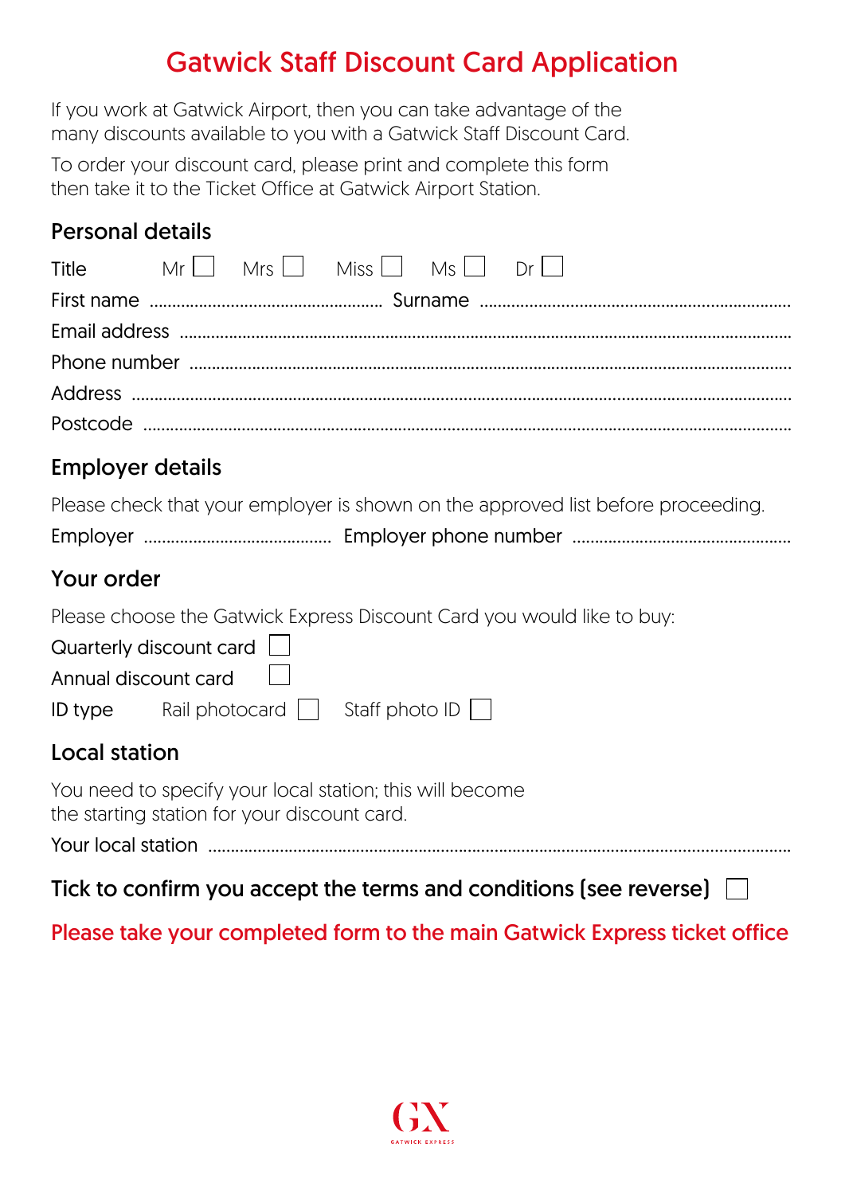# Gatwick Staff Discount Card Application

If you work at Gatwick Airport, then you can take advantage of the many discounts available to you with a Gatwick Staff Discount Card.

To order your discount card, please print and complete this form then take it to the Ticket Office at Gatwick Airport Station.

## Personal details

Title Mr ☐ Mrs ☐ Miss ☐ Ms ☐ Dr ☐

First name ........................................ Surname ........................................

Email address ........................................

Phone number ........................................

Address ........................................

Postcode ........................................

## Employer details

Please check that your employer is shown on the approved list before proceeding.

Employer ........................................ Employer phone number ........................................

## Your order

Please choose the Gatwick Express Discount Card you would like to buy:

Quarterly discount card ☐

Annual discount card ☐

ID type Rail photocard ☐ Staff photo ID ☐

## Local station

You need to specify your local station; this will become the starting station for your discount card.

Your local station ........................................

**Tick to confirm you accept the terms and conditions (see reverse)** ☐

**Please take your completed form to the main Gatwick Express ticket office**

GX GATWICK EXPRESS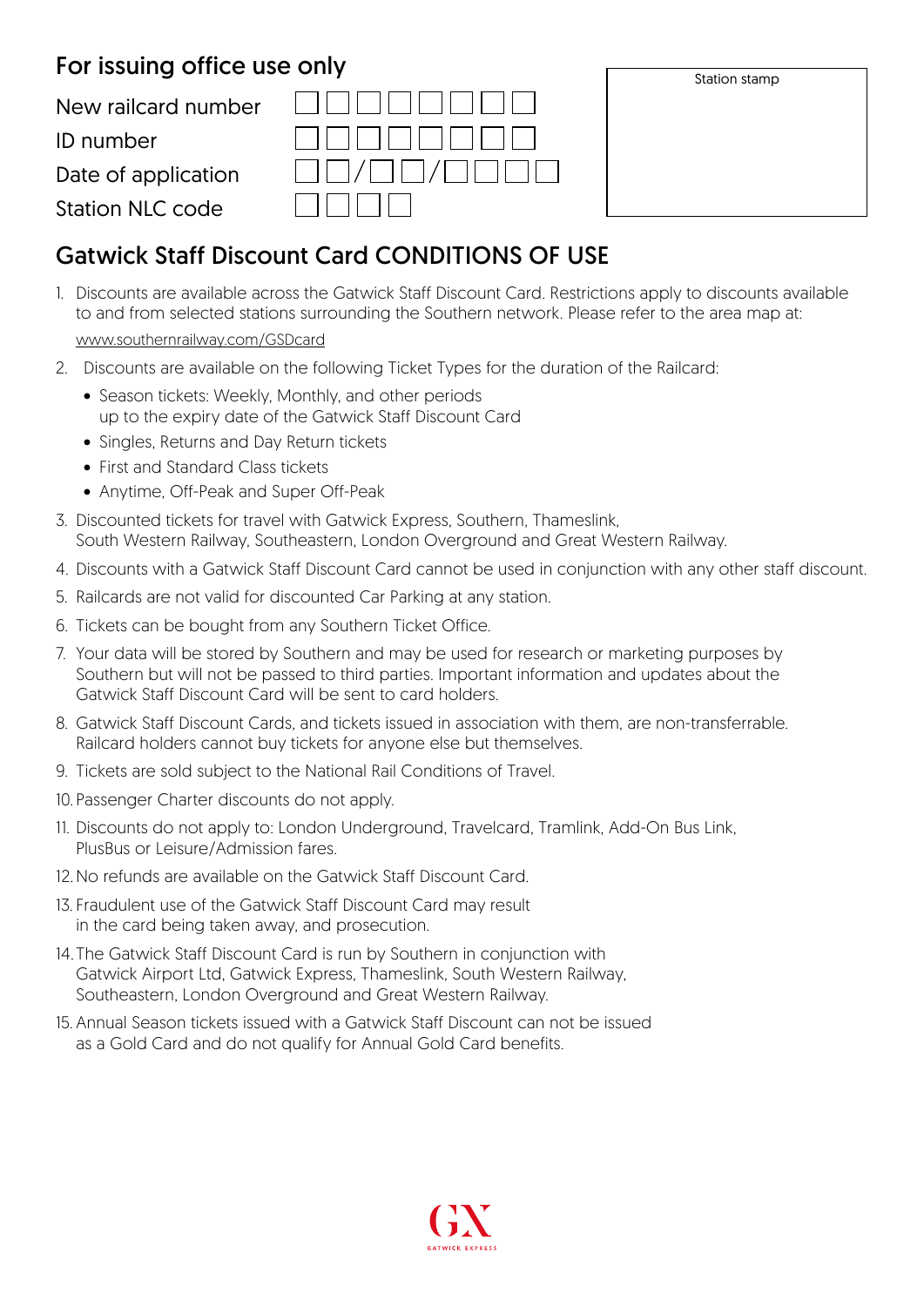## For issuing office use only

New railcard number

ID number

Date of application  /  /

Station NLC code

Station stamp

## Gatwick Staff Discount Card CONDITIONS OF USE

1. Discounts are available across the Gatwick Staff Discount Card. Restrictions apply to discounts available to and from selected stations surrounding the Southern network. Please refer to the area map at: www.southernrailway.com/GSDcard
2. Discounts are available on the following Ticket Types for the duration of the Railcard:
   - Season tickets: Weekly, Monthly, and other periods up to the expiry date of the Gatwick Staff Discount Card
   - Singles, Returns and Day Return tickets
   - First and Standard Class tickets
   - Anytime, Off-Peak and Super Off-Peak
3. Discounted tickets for travel with Gatwick Express, Southern, Thameslink, South Western Railway, Southeastern, London Overground and Great Western Railway.
4. Discounts with a Gatwick Staff Discount Card cannot be used in conjunction with any other staff discount.
5. Railcards are not valid for discounted Car Parking at any station.
6. Tickets can be bought from any Southern Ticket Office.
7. Your data will be stored by Southern and may be used for research or marketing purposes by Southern but will not be passed to third parties. Important information and updates about the Gatwick Staff Discount Card will be sent to card holders.
8. Gatwick Staff Discount Cards, and tickets issued in association with them, are non-transferrable. Railcard holders cannot buy tickets for anyone else but themselves.
9. Tickets are sold subject to the National Rail Conditions of Travel.
10. Passenger Charter discounts do not apply.
11. Discounts do not apply to: London Underground, Travelcard, Tramlink, Add-On Bus Link, PlusBus or Leisure/Admission fares.
12. No refunds are available on the Gatwick Staff Discount Card.
13. Fraudulent use of the Gatwick Staff Discount Card may result in the card being taken away, and prosecution.
14. The Gatwick Staff Discount Card is run by Southern in conjunction with Gatwick Airport Ltd, Gatwick Express, Thameslink, South Western Railway, Southeastern, London Overground and Great Western Railway.
15. Annual Season tickets issued with a Gatwick Staff Discount can not be issued as a Gold Card and do not qualify for Annual Gold Card benefits.

GX
GATWICK EXPRESS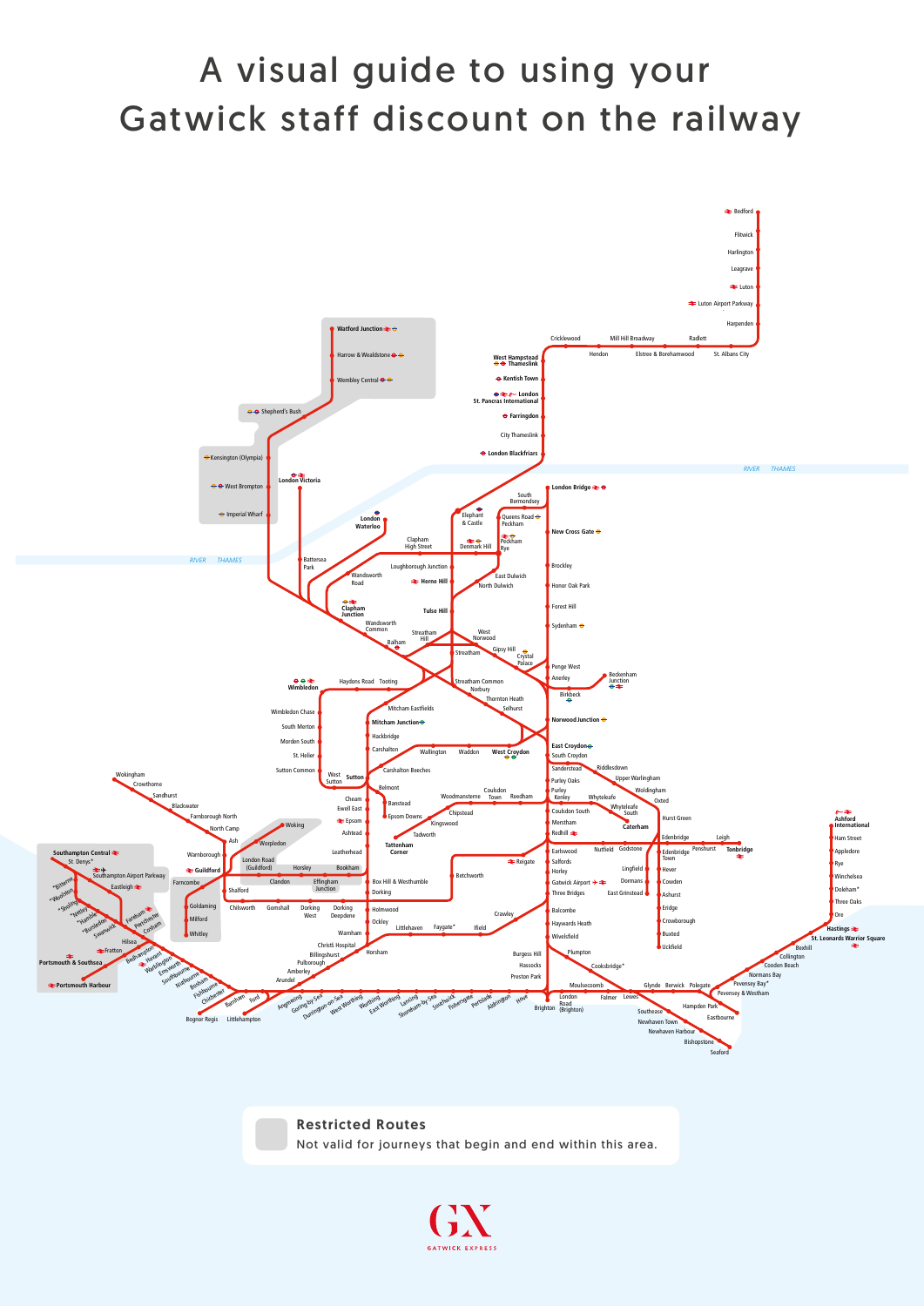# A visual guide to using your Gatwick staff discount on the railway

Bedford
Flitwick
Harlington
Leagrave
Luton
Luton Airport Parkway
Harpenden
Radlett
St. Albans City
Elstree & Borehamwood
Mill Hill Broadway
Hendon
Cricklewood
West Hampstead Thameslink
Kentish Town
London St. Pancras International
Farringdon
City Thameslink
London Blackfriars

Watford Junction
Harrow & Wealdstone
Wembley Central
Shepherd's Bush
Kensington (Olympia)
West Brompton
Imperial Wharf
London Victoria

RIVER THAMES

London Bridge
South Bermondsey
Elephant & Castle
Queens Road Peckham
Peckham Rye
New Cross Gate
London Waterloo
Clapham High Street
Denmark Hill
Battersea Park
Wandsworth Road
Loughborough Junction
Herne Hill
East Dulwich
North Dulwich
Brockley
Honor Oak Park
Forest Hill
Sydenham
Clapham Junction
Tulse Hill
Wandsworth Common
Balham
Streatham Hill
West Norwood
Gipsy Hill
Crystal Palace
Streatham
Penge West
Anerley
Beckenham Junction
Birkbeck
Wimbledon
Haydons Road
Tooting
Streatham Common
Norbury
Thornton Heath
Selhurst
Mitcham Eastfields
Mitcham Junction
Norwood Junction
Wimbledon Chase
South Merton
Morden South
St. Helier
Sutton Common
Hackbridge
Carshalton
Wallington
Waddon
West Croydon
East Croydon
South Croydon
West Sutton
Sutton
Carshalton Beeches
Sanderstead
Riddlesdown
Upper Warlingham
Woldingham
Oxted
Purley Oaks
Purley
Kenley
Whyteleafe
Whyteleafe South
Caterham
Coulsdon South
Merstham
Redhill
Cheam
Ewell East
Epsom
Ashtead
Leatherhead
Belmont
Banstead
Epsom Downs
Woodmansterne
Coulsdon Town
Reedham
Chipstead
Kingswood
Tadworth
Tattenham Corner
Hurst Green
Edenbridge
Edenbridge Town
Leigh
Penshurst
Tonbridge
Hever
Cowden
Ashurst
Eridge
Crowborough
Buxted
Uckfield
Lingfield
Dormans
East Grinstead
Earlswood
Nutfield
Godstone
Salfords
Horley
Gatwick Airport
Three Bridges
Reigate
Betchworth

Wokingham
Crowthorne
Sandhurst
Blackwater
Farnborough North
North Camp
Ash
Wanborough
Guildford
Woking
Worplesdon
London Road (Guildford)
Clandon
Horsley
Effingham Junction
Bookham
Box Hill & Westhumble
Dorking
Farncombe
Shalford
Godalming
Milford
Witley
Chilworth
Gomshall
Dorking West
Dorking Deepdene
Holmwood
Ockley
Warnham
Horsham
Littlehaven
Faygate*
Ifield
Crawley
Balcombe
Haywards Heath
Wivelsfield
Burgess Hill
Hassocks
Preston Park
Plumpton
Cooksbridge*
Christs Hospital
Billingshurst
Pulborough
Amberley
Arundel

Southampton Central
St. Denys*
Southampton Airport Parkway
Eastleigh
*Bitterne
*Woolston
*Sholing
*Netley
*Hamble
*Bursledon
Swanwick
Fareham
Portchester
Cosham
Hilsea
Fratton
Portsmouth & Southsea
Portsmouth Harbour
Bedhampton
Havant
Warblington
Emsworth
Southbourne
Nutbourne
Bosham
Fishbourne
Chichester
Barnham
Ford
Bognor Regis
Littlehampton
Angmering
Goring-by-Sea
Durrington-on-Sea
West Worthing
Worthing
East Worthing
Lancing
Shoreham-by-Sea
Southwick
Fishersgate
Portslade
Aldrington
Hove
Brighton
London Road (Brighton)
Moulsecoomb
Falmer
Lewes
Glynde
Berwick
Polegate
Southease
Newhaven Town
Newhaven Harbour
Bishopstone
Seaford
Hampden Park
Eastbourne
Pevensey & Westham
Pevensey Bay*
Normans Bay
Cooden Beach
Collington
Bexhill
Hastings
St. Leonards Warrior Square
Ore
Three Oaks
Doleham*
Winchelsea
Rye
Appledore
Ham Street
Ashford International

**Restricted Routes**
Not valid for journeys that begin and end within this area.

GX
GATWICK EXPRESS